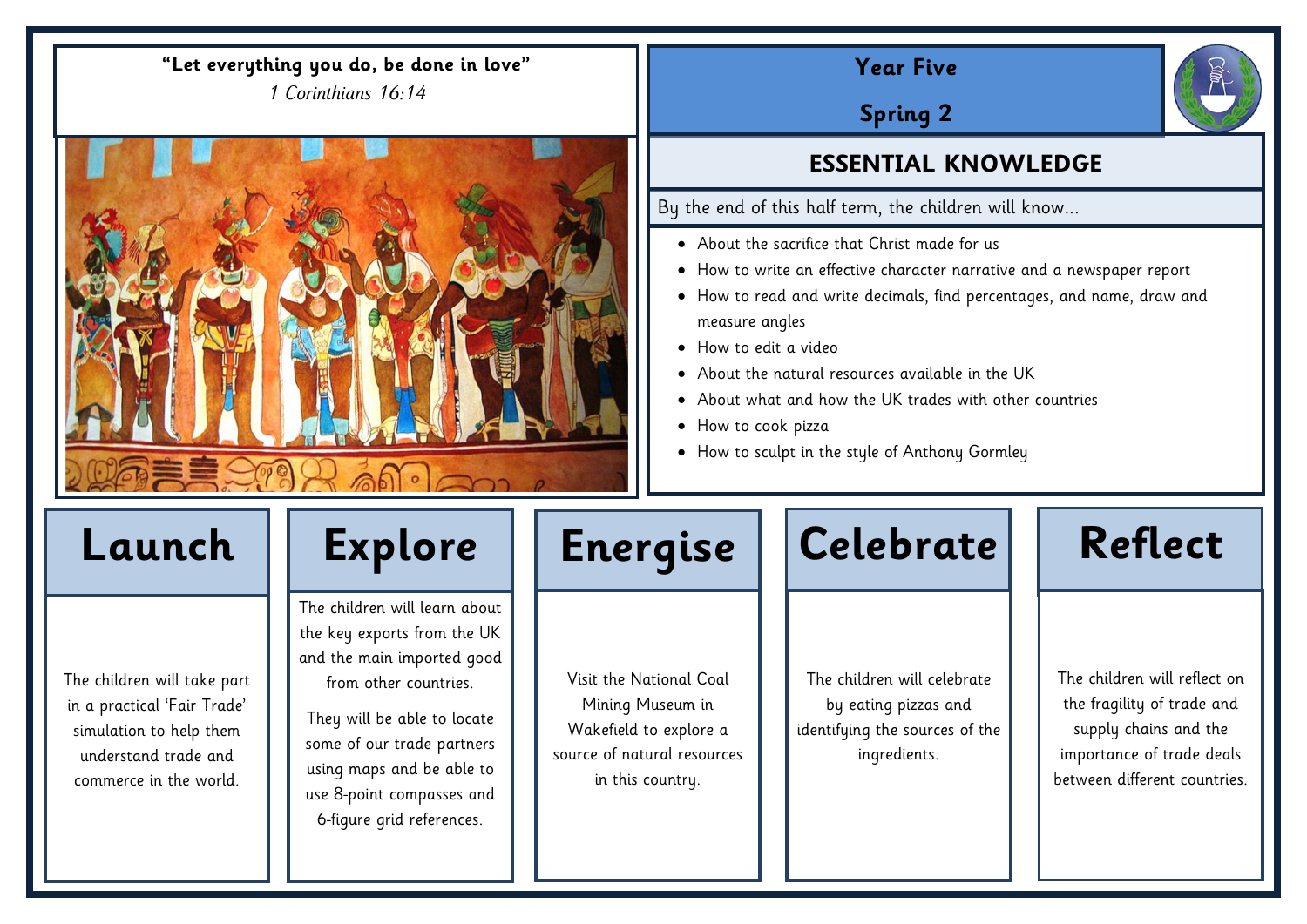**"Let everything you do, be done in love"**

*1 Corinthians 16:14*

# Year Five

## Spring 2

## ESSENTIAL KNOWLEDGE

By the end of this half term, the children will know...

- About the sacrifice that Christ made for us
- How to write an effective character narrative and a newspaper report
- How to read and write decimals, find percentages, and name, draw and measure angles
- How to edit a video
- About the natural resources available in the UK
- About what and how the UK trades with other countries
- How to cook pizza
- How to sculpt in the style of Anthony Gormley

## Launch

The children will take part in a practical 'Fair Trade' simulation to help them understand trade and commerce in the world.

## Explore

The children will learn about the key exports from the UK and the main imported good from other countries.

They will be able to locate some of our trade partners using maps and be able to use 8-point compasses and 6-figure grid references.

## Energise

Visit the National Coal Mining Museum in Wakefield to explore a source of natural resources in this country.

## Celebrate

The children will celebrate by eating pizzas and identifying the sources of the ingredients.

## Reflect

The children will reflect on the fragility of trade and supply chains and the importance of trade deals between different countries.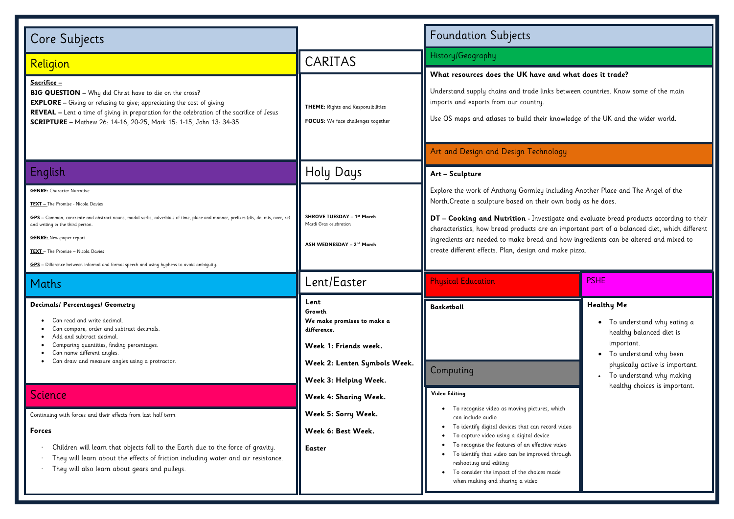# Core Subjects

## Religion

**Sacrifice –**

**BIG QUESTION –** Why did Christ have to die on the cross?

**EXPLORE –** Giving or refusing to give; appreciating the cost of giving

**REVEAL –** Lent a time of giving in preparation for the celebration of the sacrifice of Jesus

**SCRIPTURE –** Mathew 26: 14-16, 20-25, Mark 15: 1-15, John 13: 34-35

## English

**GENRE:** Character Narrative

**TEXT –** The Promise - Nicola Davies

**GPS –** Common, concreate and abstract nouns, modal verbs, adverbials of time, place and manner, prefixes (dis, de, mis, over, re) and writing in the third person.

**GENRE:** Newspaper report

**TEXT** – The Promise – Nicola Davies

**GPS –** Difference between informal and formal speech and using hyphens to avoid ambiguity.

## Maths

**Decimals/ Percentages/ Geometry**

- Can read and write decimal.
- Can compare, order and subtract decimals.
- Add and subtract decimal.
- Comparing quantities, finding percentages.
- Can name different angles.
- Can draw and measure angles using a protractor.

## Science

Continuing with forces and their effects from last half term

**Forces**

- Children will learn that objects fall to the Earth due to the force of gravity.
- They will learn about the effects of friction including water and air resistance.
- They will also learn about gears and pulleys.

# CARITAS

**THEME:** Rights and Responsibilities

**FOCUS:** We face challenges together

# Holy Days

**SHROVE TUESDAY – 1st March**
Mardi Gras celebration

**ASH WEDNESDAY – 2nd March**

# Lent/Easter

**Lent**
**Growth**
**We make promises to make a difference.**

**Week 1: Friends week.**

**Week 2: Lenten Symbols Week.**

**Week 3: Helping Week.**

**Week 4: Sharing Week.**

**Week 5: Sorry Week.**

**Week 6: Best Week.**

**Easter**

# Foundation Subjects

## History/Geography

**What resources does the UK have and what does it trade?**

Understand supply chains and trade links between countries. Know some of the main imports and exports from our country.

Use OS maps and atlases to build their knowledge of the UK and the wider world.

## Art and Design and Design Technology

**Art – Sculpture**

Explore the work of Anthony Gormley including Another Place and The Angel of the North.Create a sculpture based on their own body as he does.

**DT – Cooking and Nutrition** - Investigate and evaluate bread products according to their characteristics, how bread products are an important part of a balanced diet, which different ingredients are needed to make bread and how ingredients can be altered and mixed to create different effects. Plan, design and make pizza.

## Physical Education

**Basketball**

## Computing

**Video Editing**

- To recognise video as moving pictures, which can include audio
- To identify digital devices that can record video
- To capture video using a digital device
- To recognise the features of an effective video
- To identify that video can be improved through reshooting and editing
- To consider the impact of the choices made when making and sharing a video

## PSHE

**Healthy Me**

- To understand why eating a healthy balanced diet is important.
- To understand why been physically active is important.
- To understand why making healthy choices is important.